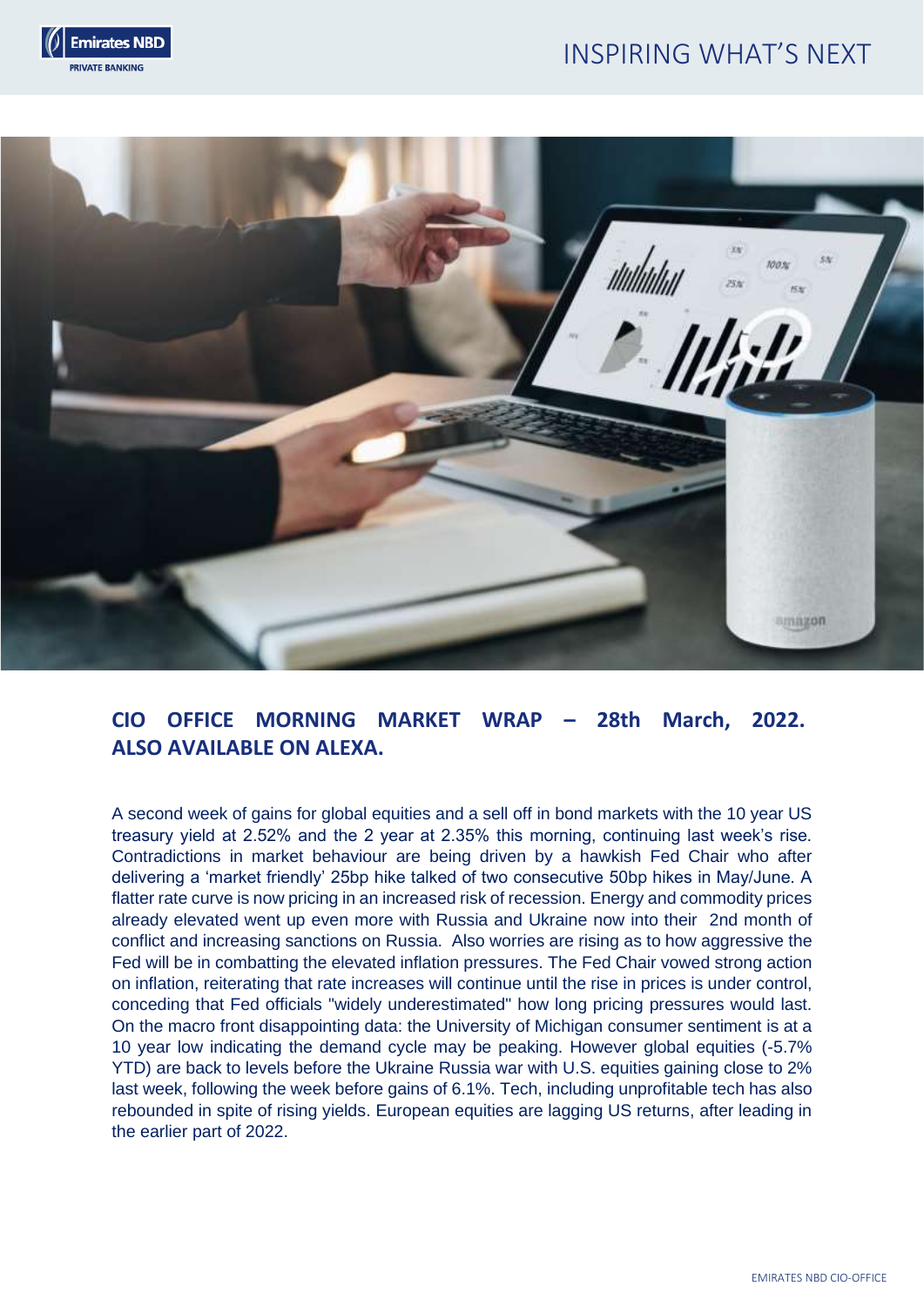## CIO OFFICE MORNING MARKET WRAP – 28th March, 2022. ALSO AVAILABLE ON ALEXA.

A second week of gains for global equities and a sell off in bond markets with the 10 year US treasury yield at 2.52% and the 2 year at 2.35% this morning, continuing last week's rise. Contradictions in market behaviour are being driven by a hawkish Fed Chair who after delivering a 'market friendly' 25bp hike talked of two consecutive 50bp hikes in May/June. A flatter rate curve is now pricing in an increased risk of recession. Energy and commodity prices already elevated went up even more with Russia and Ukraine now into their 2nd month of conflict and increasing sanctions on Russia. Also worries are rising as to how aggressive the Fed will be in combatting the elevated inflation pressures. The Fed Chair vowed strong action on inflation, reiterating that rate increases will continue until the rise in prices is under control, conceding that Fed officials "widely underestimated" how long pricing pressures would last. On the macro front disappointing data: the University of Michigan consumer sentiment is at a 10 year low indicating the demand cycle may be peaking. However global equities (-5.7% YTD) are back to levels before the Ukraine Russia war with U.S. equities gaining close to 2% last week, following the week before gains of 6.1%. Tech, including unprofitable tech has also rebounded in spite of rising yields. European equities are lagging US returns, after leading in the earlier part of 2022.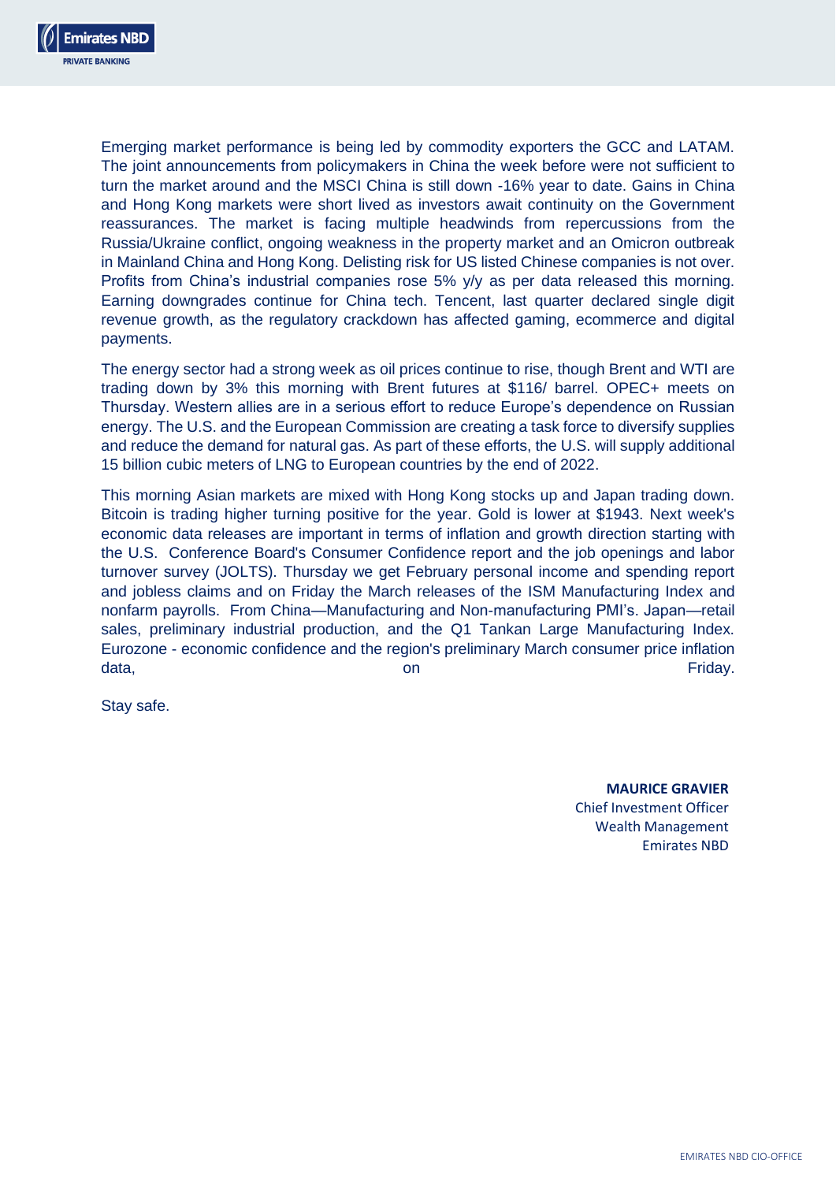Emerging market performance is being led by commodity exporters the GCC and LATAM. The joint announcements from policymakers in China the week before were not sufficient to turn the market around and the MSCI China is still down -16% year to date. Gains in China and Hong Kong markets were short lived as investors await continuity on the Government reassurances. The market is facing multiple headwinds from repercussions from the Russia/Ukraine conflict, ongoing weakness in the property market and an Omicron outbreak in Mainland China and Hong Kong. Delisting risk for US listed Chinese companies is not over. Profits from China's industrial companies rose 5% y/y as per data released this morning. Earning downgrades continue for China tech. Tencent, last quarter declared single digit revenue growth, as the regulatory crackdown has affected gaming, ecommerce and digital payments.

The energy sector had a strong week as oil prices continue to rise, though Brent and WTI are trading down by 3% this morning with Brent futures at $116/ barrel. OPEC+ meets on Thursday. Western allies are in a serious effort to reduce Europe's dependence on Russian energy. The U.S. and the European Commission are creating a task force to diversify supplies and reduce the demand for natural gas. As part of these efforts, the U.S. will supply additional 15 billion cubic meters of LNG to European countries by the end of 2022.

This morning Asian markets are mixed with Hong Kong stocks up and Japan trading down. Bitcoin is trading higher turning positive for the year. Gold is lower at $1943. Next week's economic data releases are important in terms of inflation and growth direction starting with the U.S. Conference Board's Consumer Confidence report and the job openings and labor turnover survey (JOLTS). Thursday we get February personal income and spending report and jobless claims and on Friday the March releases of the ISM Manufacturing Index and nonfarm payrolls. From China—Manufacturing and Non-manufacturing PMI's. Japan—retail sales, preliminary industrial production, and the Q1 Tankan Large Manufacturing Index. Eurozone - economic confidence and the region's preliminary March consumer price inflation data, on Friday.

Stay safe.

**MAURICE GRAVIER**
Chief Investment Officer
Wealth Management
Emirates NBD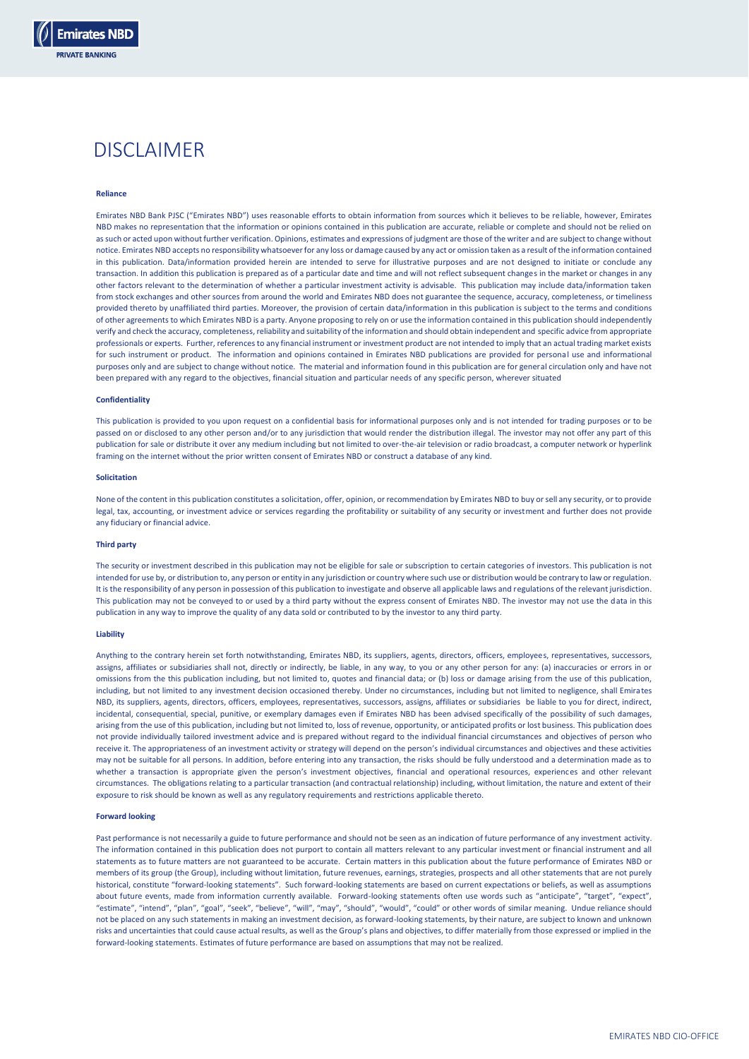# DISCLAIMER

**Reliance**

Emirates NBD Bank PJSC ("Emirates NBD") uses reasonable efforts to obtain information from sources which it believes to be reliable, however, Emirates NBD makes no representation that the information or opinions contained in this publication are accurate, reliable or complete and should not be relied on as such or acted upon without further verification. Opinions, estimates and expressions of judgment are those of the writer and are subject to change without notice. Emirates NBD accepts no responsibility whatsoever for any loss or damage caused by any act or omission taken as a result of the information contained in this publication. Data/information provided herein are intended to serve for illustrative purposes and are not designed to initiate or conclude any transaction. In addition this publication is prepared as of a particular date and time and will not reflect subsequent changes in the market or changes in any other factors relevant to the determination of whether a particular investment activity is advisable. This publication may include data/information taken from stock exchanges and other sources from around the world and Emirates NBD does not guarantee the sequence, accuracy, completeness, or timeliness provided thereto by unaffiliated third parties. Moreover, the provision of certain data/information in this publication is subject to the terms and conditions of other agreements to which Emirates NBD is a party. Anyone proposing to rely on or use the information contained in this publication should independently verify and check the accuracy, completeness, reliability and suitability of the information and should obtain independent and specific advice from appropriate professionals or experts. Further, references to any financial instrument or investment product are not intended to imply that an actual trading market exists for such instrument or product. The information and opinions contained in Emirates NBD publications are provided for personal use and informational purposes only and are subject to change without notice. The material and information found in this publication are for general circulation only and have not been prepared with any regard to the objectives, financial situation and particular needs of any specific person, wherever situated

**Confidentiality**

This publication is provided to you upon request on a confidential basis for informational purposes only and is not intended for trading purposes or to be passed on or disclosed to any other person and/or to any jurisdiction that would render the distribution illegal. The investor may not offer any part of this publication for sale or distribute it over any medium including but not limited to over-the-air television or radio broadcast, a computer network or hyperlink framing on the internet without the prior written consent of Emirates NBD or construct a database of any kind.

**Solicitation**

None of the content in this publication constitutes a solicitation, offer, opinion, or recommendation by Emirates NBD to buy or sell any security, or to provide legal, tax, accounting, or investment advice or services regarding the profitability or suitability of any security or investment and further does not provide any fiduciary or financial advice.

**Third party**

The security or investment described in this publication may not be eligible for sale or subscription to certain categories of investors. This publication is not intended for use by, or distribution to, any person or entity in any jurisdiction or country where such use or distribution would be contrary to law or regulation. It is the responsibility of any person in possession of this publication to investigate and observe all applicable laws and regulations of the relevant jurisdiction. This publication may not be conveyed to or used by a third party without the express consent of Emirates NBD. The investor may not use the data in this publication in any way to improve the quality of any data sold or contributed to by the investor to any third party.

**Liability**

Anything to the contrary herein set forth notwithstanding, Emirates NBD, its suppliers, agents, directors, officers, employees, representatives, successors, assigns, affiliates or subsidiaries shall not, directly or indirectly, be liable, in any way, to you or any other person for any: (a) inaccuracies or errors in or omissions from the this publication including, but not limited to, quotes and financial data; or (b) loss or damage arising from the use of this publication, including, but not limited to any investment decision occasioned thereby. Under no circumstances, including but not limited to negligence, shall Emirates NBD, its suppliers, agents, directors, officers, employees, representatives, successors, assigns, affiliates or subsidiaries be liable to you for direct, indirect, incidental, consequential, special, punitive, or exemplary damages even if Emirates NBD has been advised specifically of the possibility of such damages, arising from the use of this publication, including but not limited to, loss of revenue, opportunity, or anticipated profits or lost business. This publication does not provide individually tailored investment advice and is prepared without regard to the individual financial circumstances and objectives of person who receive it. The appropriateness of an investment activity or strategy will depend on the person's individual circumstances and objectives and these activities may not be suitable for all persons. In addition, before entering into any transaction, the risks should be fully understood and a determination made as to whether a transaction is appropriate given the person's investment objectives, financial and operational resources, experiences and other relevant circumstances. The obligations relating to a particular transaction (and contractual relationship) including, without limitation, the nature and extent of their exposure to risk should be known as well as any regulatory requirements and restrictions applicable thereto.

**Forward looking**

Past performance is not necessarily a guide to future performance and should not be seen as an indication of future performance of any investment activity. The information contained in this publication does not purport to contain all matters relevant to any particular investment or financial instrument and all statements as to future matters are not guaranteed to be accurate. Certain matters in this publication about the future performance of Emirates NBD or members of its group (the Group), including without limitation, future revenues, earnings, strategies, prospects and all other statements that are not purely historical, constitute "forward-looking statements". Such forward-looking statements are based on current expectations or beliefs, as well as assumptions about future events, made from information currently available. Forward-looking statements often use words such as "anticipate", "target", "expect", "estimate", "intend", "plan", "goal", "seek", "believe", "will", "may", "should", "would", "could" or other words of similar meaning. Undue reliance should not be placed on any such statements in making an investment decision, as forward-looking statements, by their nature, are subject to known and unknown risks and uncertainties that could cause actual results, as well as the Group's plans and objectives, to differ materially from those expressed or implied in the forward-looking statements. Estimates of future performance are based on assumptions that may not be realized.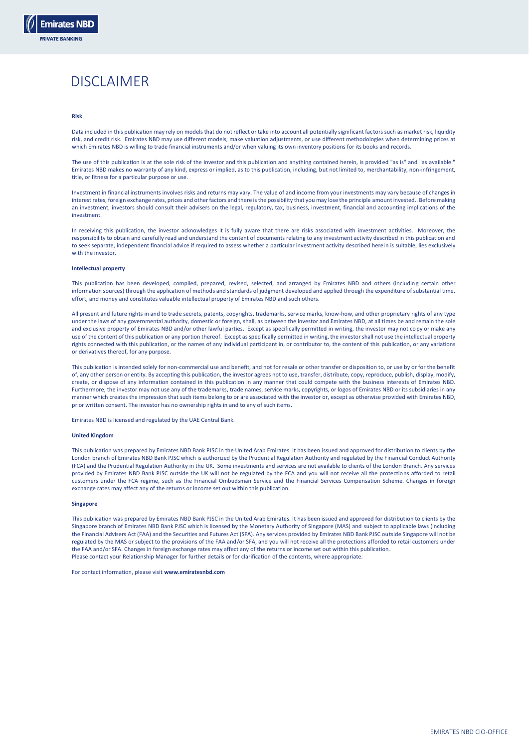# DISCLAIMER

**Risk**

Data included in this publication may rely on models that do not reflect or take into account all potentially significant factors such as market risk, liquidity risk, and credit risk. Emirates NBD may use different models, make valuation adjustments, or use different methodologies when determining prices at which Emirates NBD is willing to trade financial instruments and/or when valuing its own inventory positions for its books and records.

The use of this publication is at the sole risk of the investor and this publication and anything contained herein, is provided "as is" and "as available." Emirates NBD makes no warranty of any kind, express or implied, as to this publication, including, but not limited to, merchantability, non-infringement, title, or fitness for a particular purpose or use.

Investment in financial instruments involves risks and returns may vary. The value of and income from your investments may vary because of changes in interest rates, foreign exchange rates, prices and other factors and there is the possibility that you may lose the principle amount invested.. Before making an investment, investors should consult their advisers on the legal, regulatory, tax, business, investment, financial and accounting implications of the investment.

In receiving this publication, the investor acknowledges it is fully aware that there are risks associated with investment activities. Moreover, the responsibility to obtain and carefully read and understand the content of documents relating to any investment activity described in this publication and to seek separate, independent financial advice if required to assess whether a particular investment activity described herein is suitable, lies exclusively with the investor.

**Intellectual property**

This publication has been developed, compiled, prepared, revised, selected, and arranged by Emirates NBD and others (including certain other information sources) through the application of methods and standards of judgment developed and applied through the expenditure of substantial time, effort, and money and constitutes valuable intellectual property of Emirates NBD and such others.

All present and future rights in and to trade secrets, patents, copyrights, trademarks, service marks, know-how, and other proprietary rights of any type under the laws of any governmental authority, domestic or foreign, shall, as between the investor and Emirates NBD, at all times be and remain the sole and exclusive property of Emirates NBD and/or other lawful parties. Except as specifically permitted in writing, the investor may not copy or make any use of the content of this publication or any portion thereof. Except as specifically permitted in writing, the investor shall not use the intellectual property rights connected with this publication, or the names of any individual participant in, or contributor to, the content of this publication, or any variations or derivatives thereof, for any purpose.

This publication is intended solely for non-commercial use and benefit, and not for resale or other transfer or disposition to, or use by or for the benefit of, any other person or entity. By accepting this publication, the investor agrees not to use, transfer, distribute, copy, reproduce, publish, display, modify, create, or dispose of any information contained in this publication in any manner that could compete with the business interests of Emirates NBD. Furthermore, the investor may not use any of the trademarks, trade names, service marks, copyrights, or logos of Emirates NBD or its subsidiaries in any manner which creates the impression that such items belong to or are associated with the investor or, except as otherwise provided with Emirates NBD, prior written consent. The investor has no ownership rights in and to any of such items.

Emirates NBD is licensed and regulated by the UAE Central Bank.

**United Kingdom**

This publication was prepared by Emirates NBD Bank PJSC in the United Arab Emirates. It has been issued and approved for distribution to clients by the London branch of Emirates NBD Bank PJSC which is authorized by the Prudential Regulation Authority and regulated by the Financial Conduct Authority (FCA) and the Prudential Regulation Authority in the UK. Some investments and services are not available to clients of the London Branch. Any services provided by Emirates NBD Bank PJSC outside the UK will not be regulated by the FCA and you will not receive all the protections afforded to retail customers under the FCA regime, such as the Financial Ombudsman Service and the Financial Services Compensation Scheme. Changes in foreign exchange rates may affect any of the returns or income set out within this publication.

**Singapore**

This publication was prepared by Emirates NBD Bank PJSC in the United Arab Emirates. It has been issued and approved for distribution to clients by the Singapore branch of Emirates NBD Bank PJSC which is licensed by the Monetary Authority of Singapore (MAS) and subject to applicable laws (including the Financial Advisers Act (FAA) and the Securities and Futures Act (SFA). Any services provided by Emirates NBD Bank PJSC outside Singapore will not be regulated by the MAS or subject to the provisions of the FAA and/or SFA, and you will not receive all the protections afforded to retail customers under the FAA and/or SFA. Changes in foreign exchange rates may affect any of the returns or income set out within this publication.
Please contact your Relationship Manager for further details or for clarification of the contents, where appropriate.

For contact information, please visit **www.emiratesnbd.com**